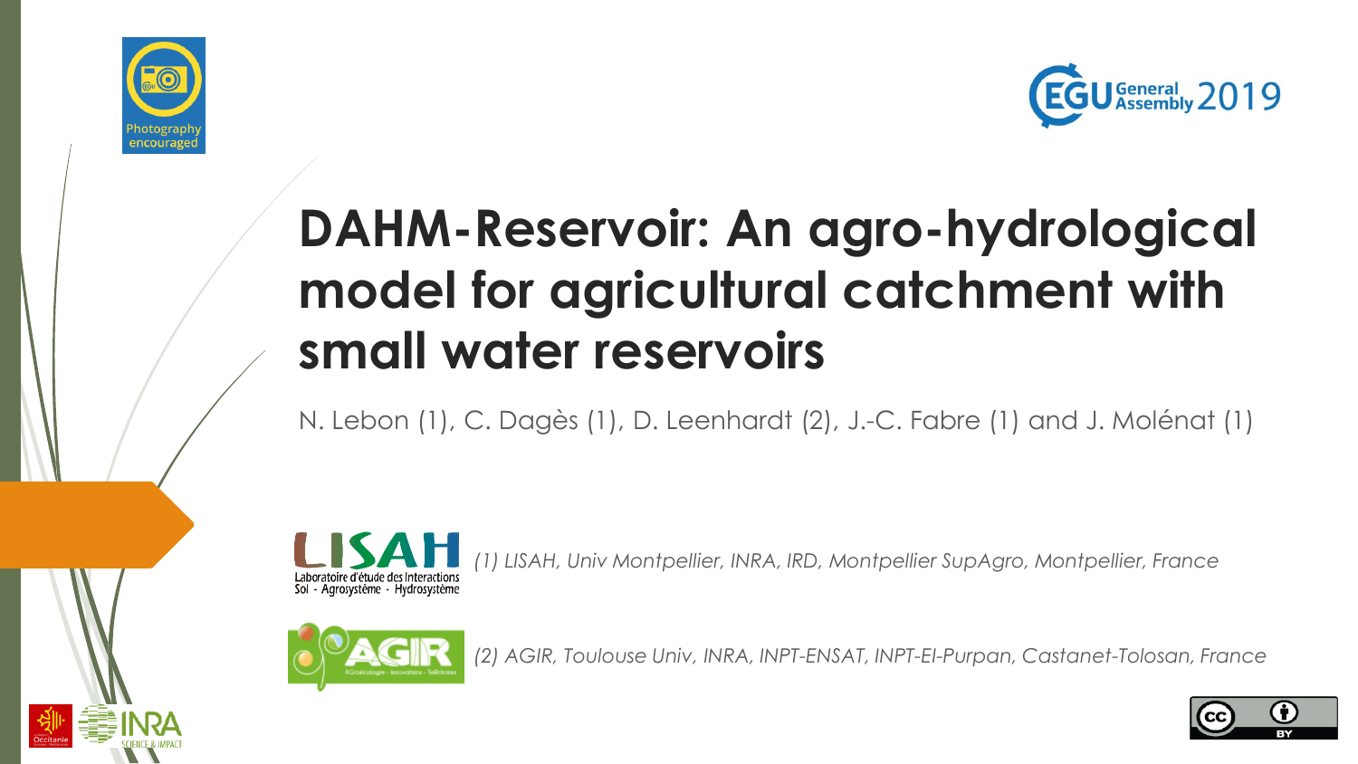Photography encouraged

EGU General Assembly 2019

# DAHM-Reservoir: An agro-hydrological model for agricultural catchment with small water reservoirs

N. Lebon (1), C. Dagès (1), D. Leenhardt (2), J.-C. Fabre (1) and J. Molénat (1)

LISAH
Laboratoire d'étude des Interactions Sol - Agrosystème - Hydrosystème

*(1) LISAH, Univ Montpellier, INRA, IRD, Montpellier SupAgro, Montpellier, France*

AGIR
AGroécologie - Innovations - TeRritoires

*(2) AGIR, Toulouse Univ, INRA, INPT-ENSAT, INPT-EI-Purpan, Castanet-Tolosan, France*

Occitanie

INRA SCIENCE & IMPACT

CC BY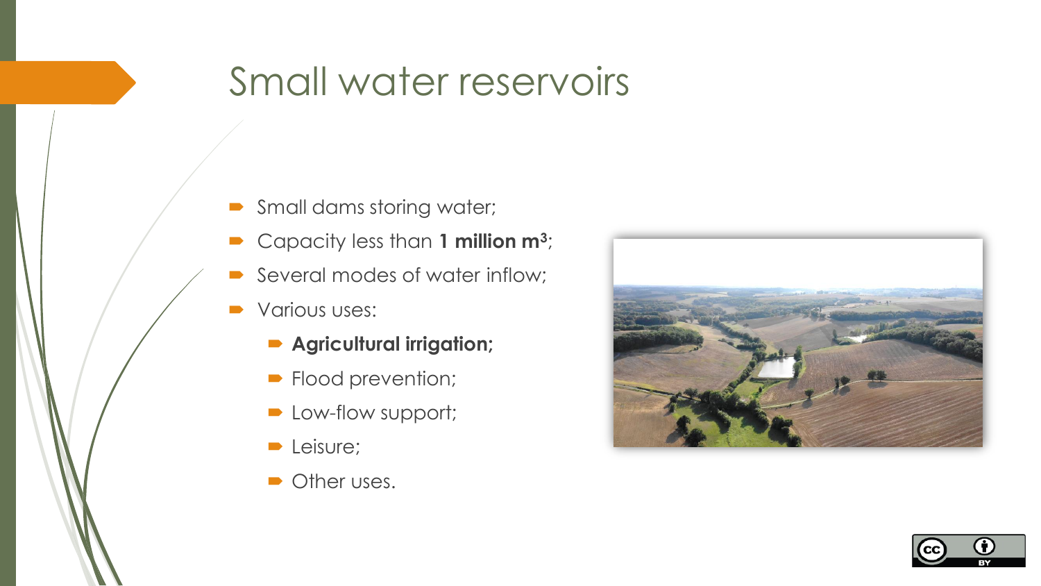# Small water reservoirs

- Small dams storing water;
- Capacity less than **1 million $m^3$**;
- Several modes of water inflow;
- Various uses:
  - **Agricultural irrigation;**
  - Flood prevention;
  - Low-flow support;
  - Leisure;
  - Other uses.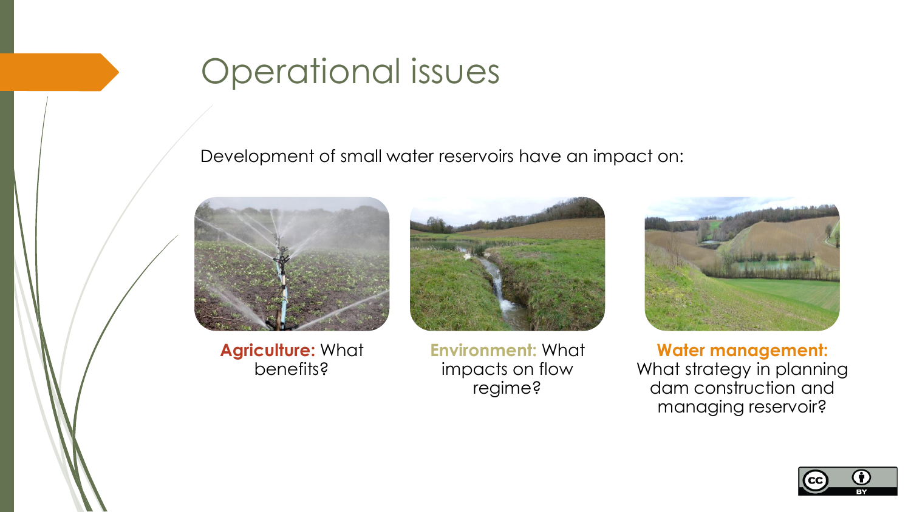# Operational issues

Development of small water reservoirs have an impact on:

**Agriculture:** What benefits?

**Environment:** What impacts on flow regime?

**Water management:** What strategy in planning dam construction and managing reservoir?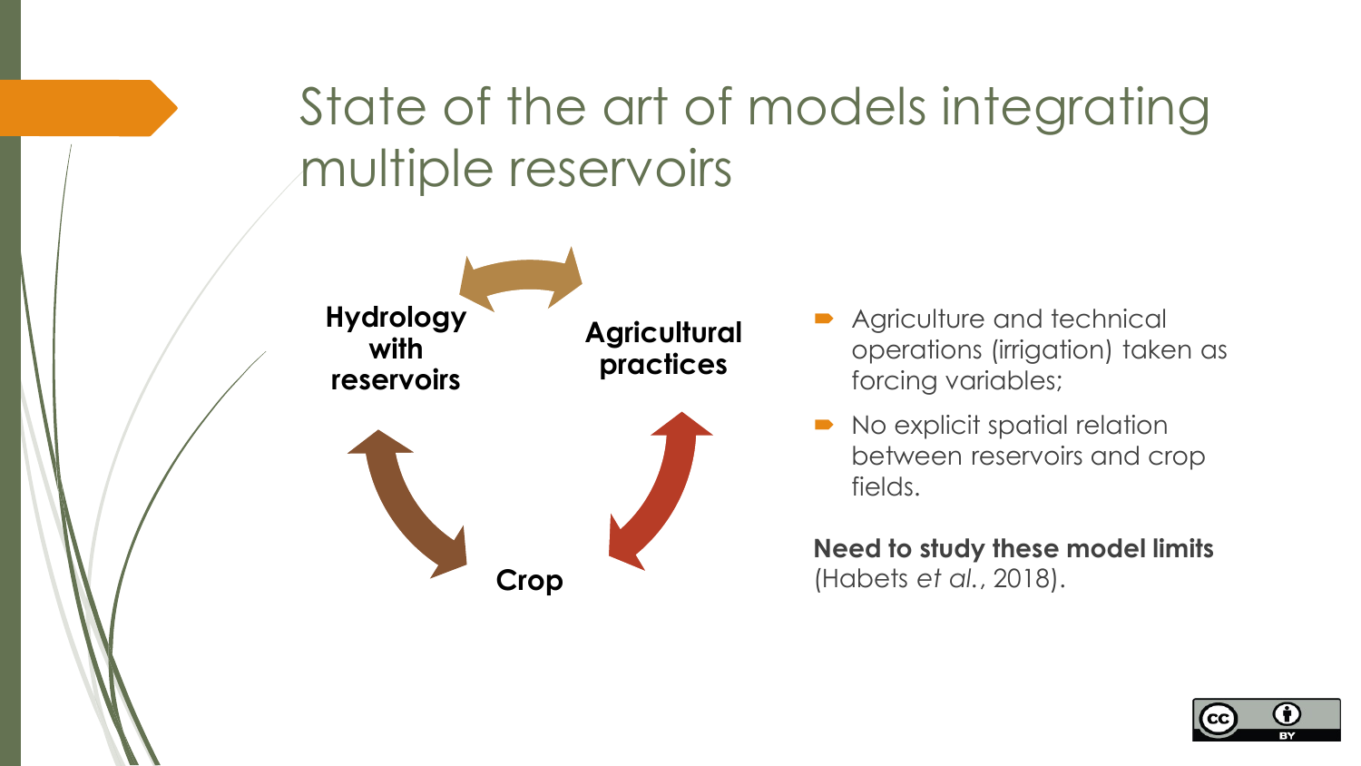# State of the art of models integrating multiple reservoirs

Hydrology with reservoirs

Agricultural practices

Crop

- Agriculture and technical operations (irrigation) taken as forcing variables;
- No explicit spatial relation between reservoirs and crop fields.

**Need to study these model limits** (Habets *et al.*, 2018).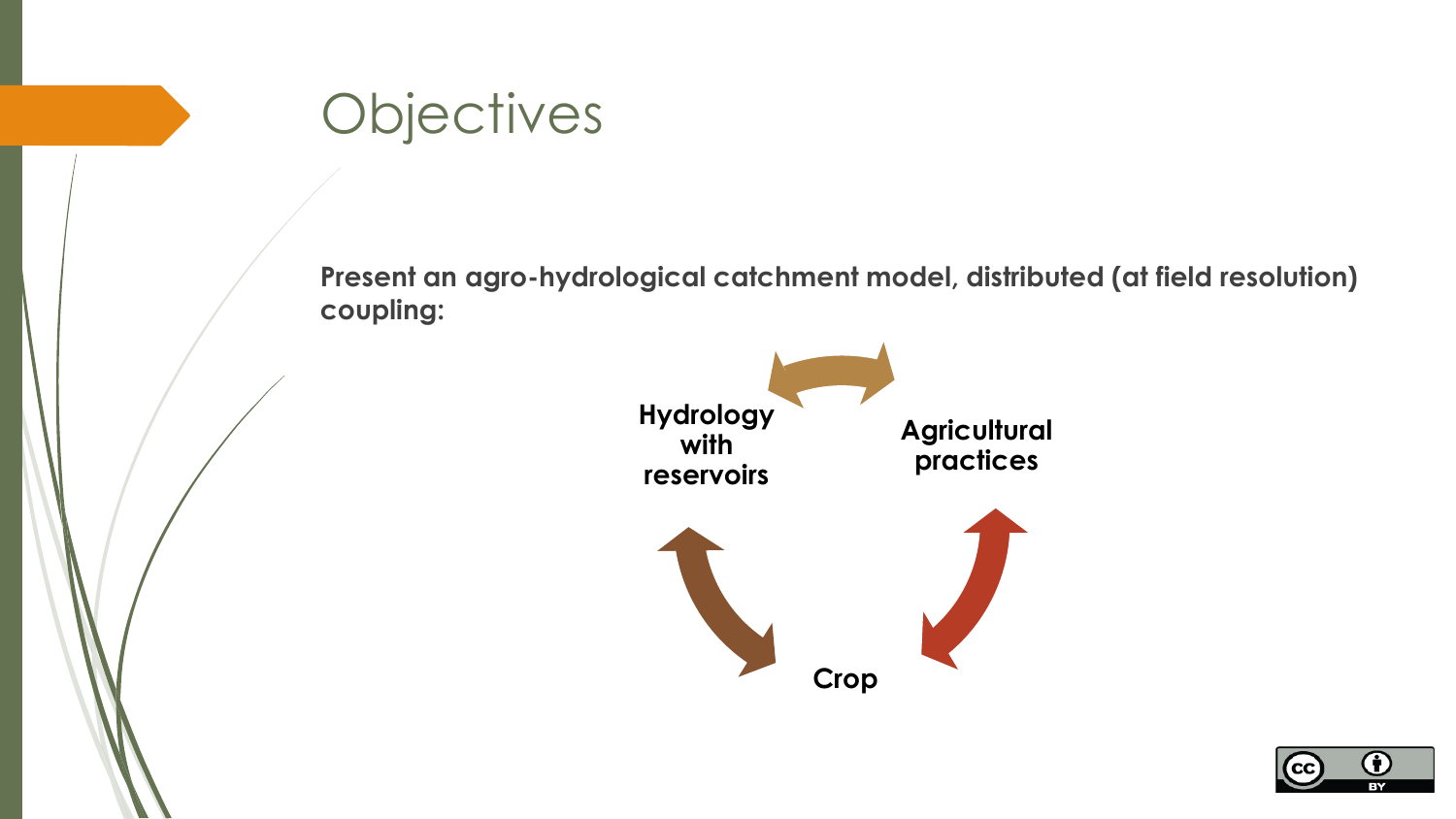# Objectives

**Present an agro-hydrological catchment model, distributed (at field resolution) coupling:**

**Hydrology with reservoirs**

**Agricultural practices**

**Crop**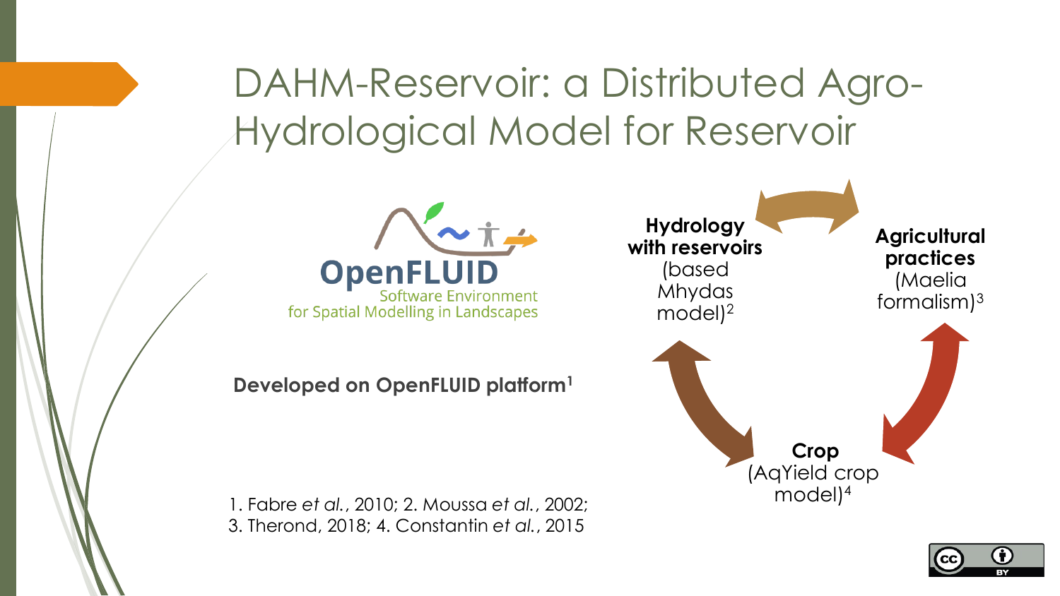# DAHM-Reservoir: a Distributed Agro-Hydrological Model for Reservoir

OpenFLUID
Software Environment
for Spatial Modelling in Landscapes

**Developed on OpenFLUID platform**[1]

**Hydrology with reservoirs** (based Mhydas model)[2]

**Agricultural practices** (Maelia formalism)[3]

**Crop** (AqYield crop model)[4]

1. Fabre *et al.*, 2010; 2. Moussa *et al.*, 2002;
3. Therond, 2018; 4. Constantin *et al.*, 2015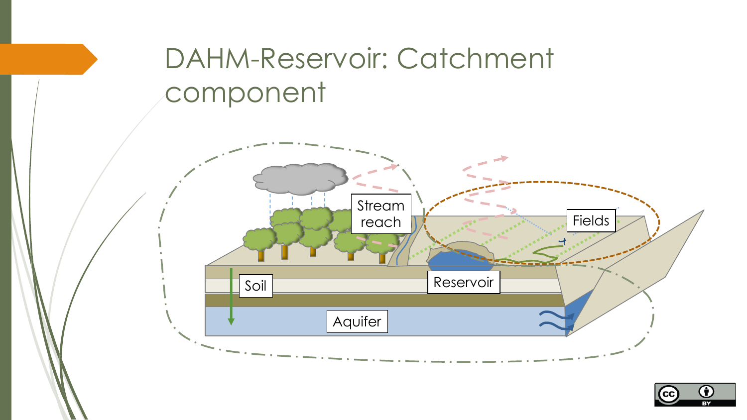# DAHM-Reservoir: Catchment component

Stream reach

Fields

Soil

Reservoir

Aquifer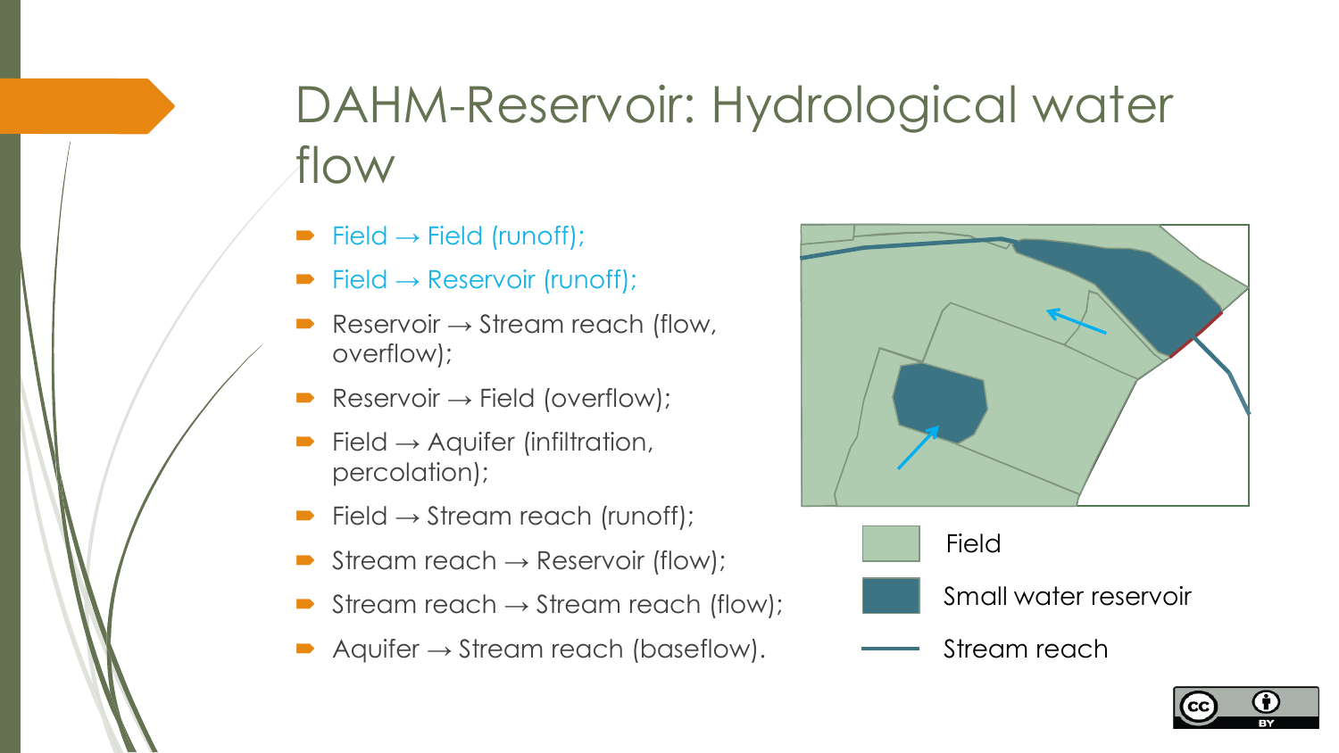# DAHM-Reservoir: Hydrological water flow

- Field → Field (runoff);
- Field → Reservoir (runoff);
- Reservoir → Stream reach (flow, overflow);
- Reservoir → Field (overflow);
- Field → Aquifer (infiltration, percolation);
- Field → Stream reach (runoff);
- Stream reach → Reservoir (flow);
- Stream reach → Stream reach (flow);
- Aquifer → Stream reach (baseflow).

Field

Small water reservoir

Stream reach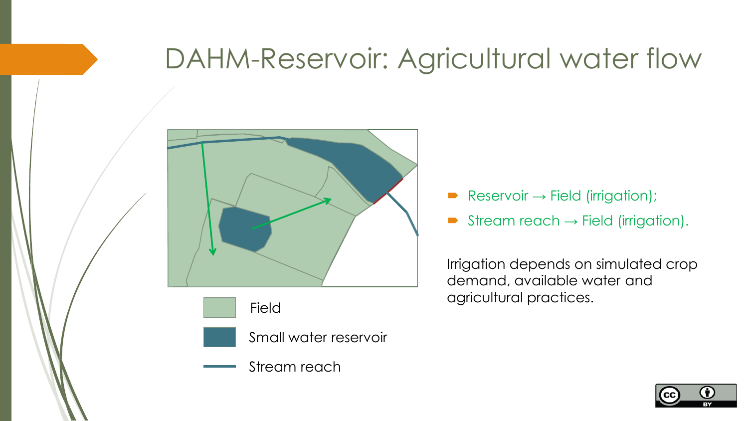# DAHM-Reservoir: Agricultural water flow

Field

Small water reservoir

Stream reach

- Reservoir → Field (irrigation);
- Stream reach → Field (irrigation).

Irrigation depends on simulated crop demand, available water and agricultural practices.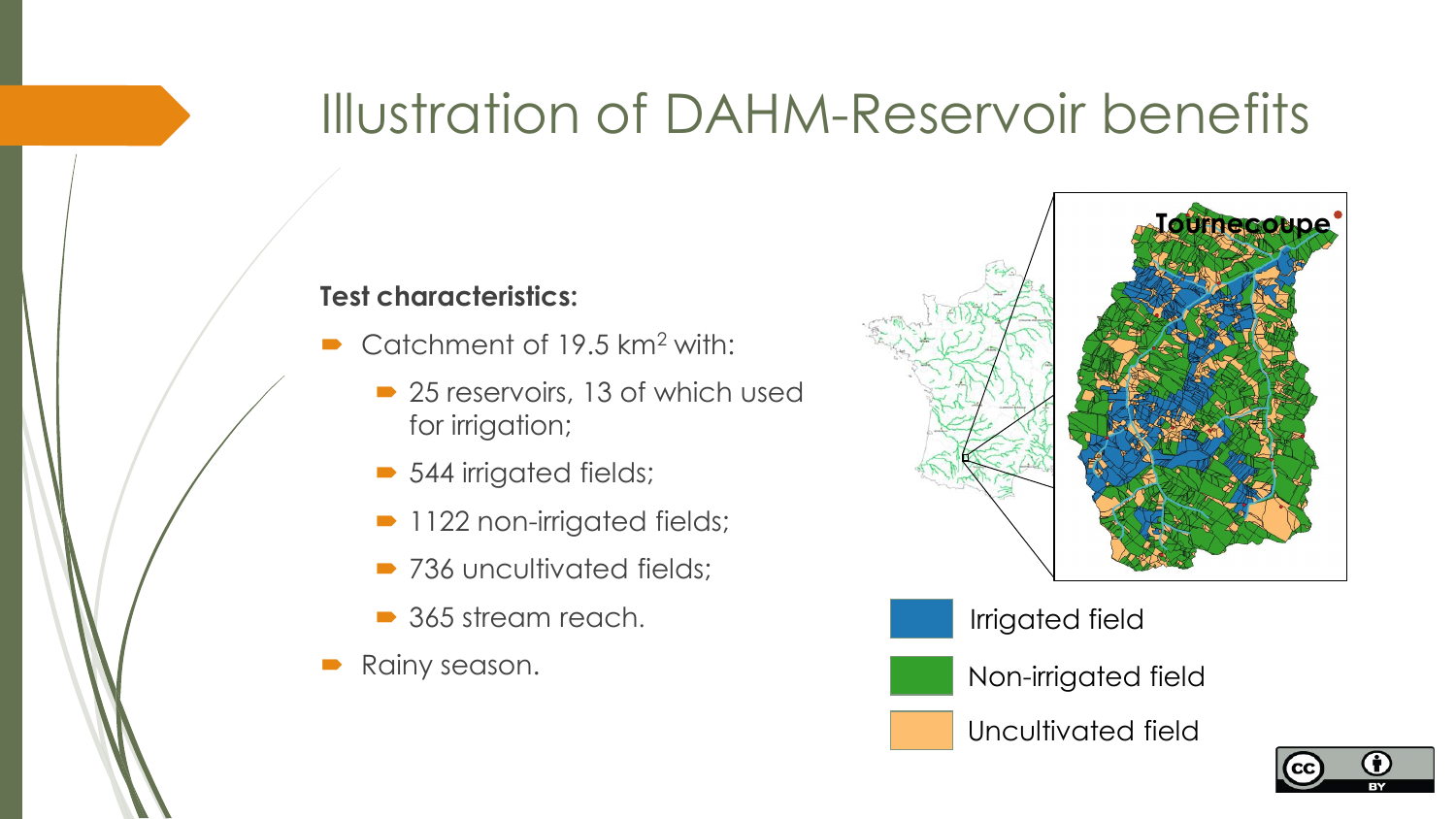# Illustration of DAHM-Reservoir benefits

**Test characteristics:**

- Catchment of 19.5 $km^2$ with:
  - 25 reservoirs, 13 of which used for irrigation;
  - 544 irrigated fields;
  - 1122 non-irrigated fields;
  - 736 uncultivated fields;
  - 365 stream reach.
- Rainy season.

Tournecoupe

Irrigated field

Non-irrigated field

Uncultivated field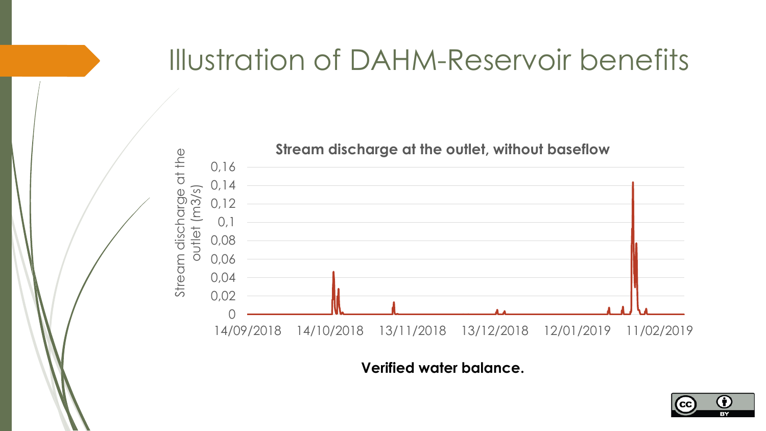# Illustration of DAHM-Reservoir benefits

**Stream discharge at the outlet, without baseflow**

Stream discharge at the outlet (m3/s)

0,16
0,14
0,12
0,1
0,08
0,06
0,04
0,02
0

14/09/2018 14/10/2018 13/11/2018 13/12/2018 12/01/2019 11/02/2019

**Verified water balance.**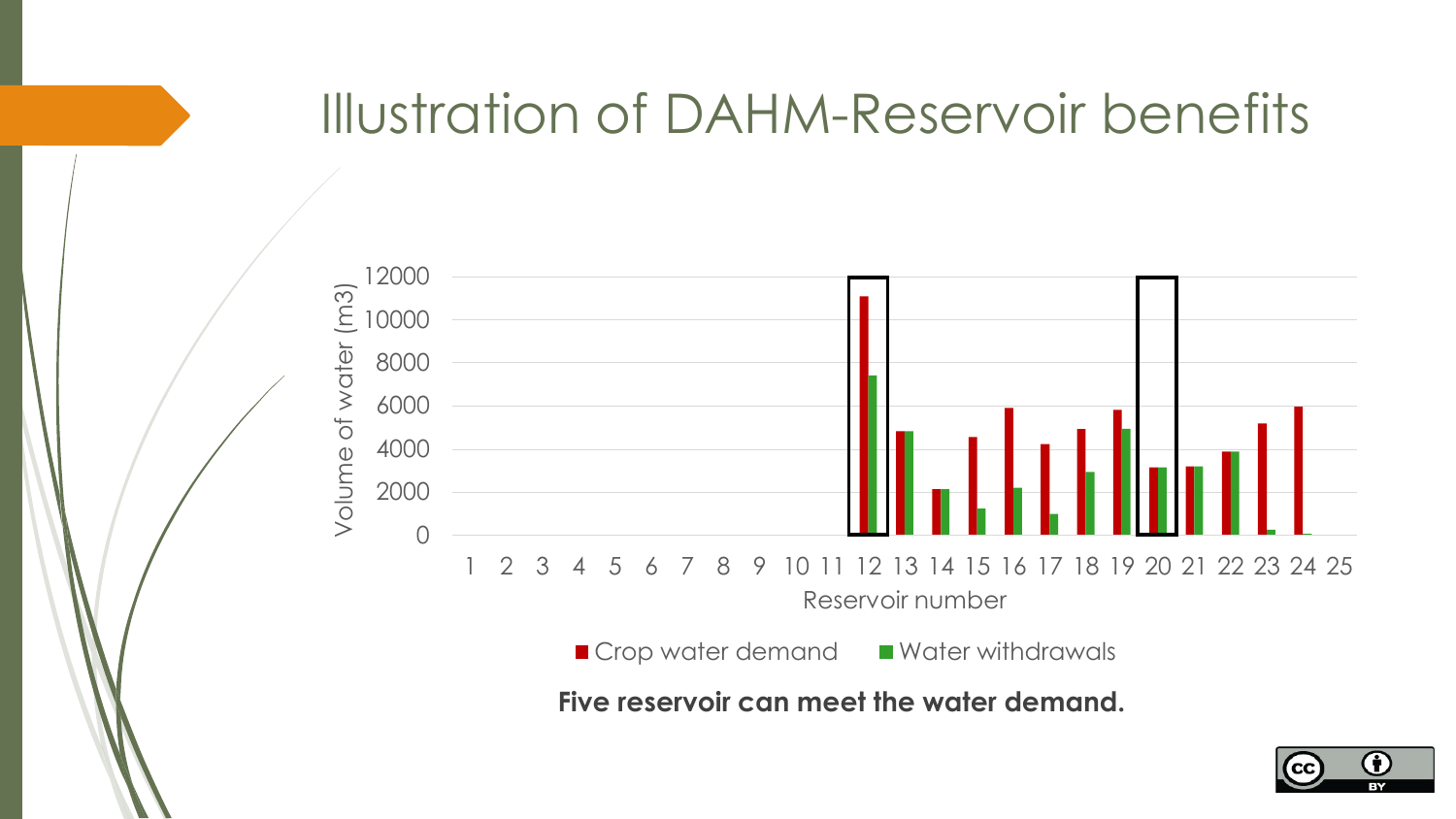# Illustration of DAHM-Reservoir benefits

Volume of water (m3)

12000
10000
8000
6000
4000
2000
0

1 2 3 4 5 6 7 8 9 10 11 12 13 14 15 16 17 18 19 20 21 22 23 24 25

Reservoir number

■ Crop water demand ■ Water withdrawals

**Five reservoir can meet the water demand.**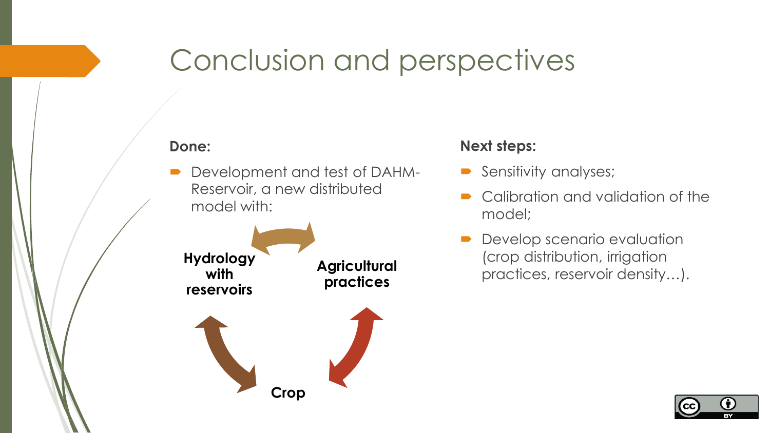# Conclusion and perspectives

**Done:**

- Development and test of DAHM-Reservoir, a new distributed model with:

**Hydrology with reservoirs**

**Agricultural practices**

**Crop**

**Next steps:**

- Sensitivity analyses;
- Calibration and validation of the model;
- Develop scenario evaluation (crop distribution, irrigation practices, reservoir density…).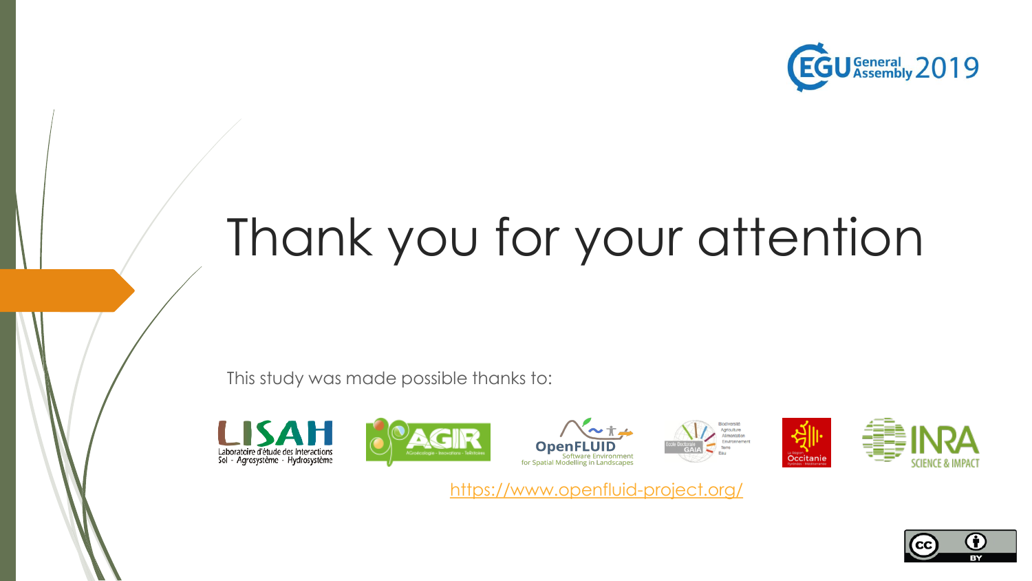# Thank you for your attention

This study was made possible thanks to:

https://www.openfluid-project.org/